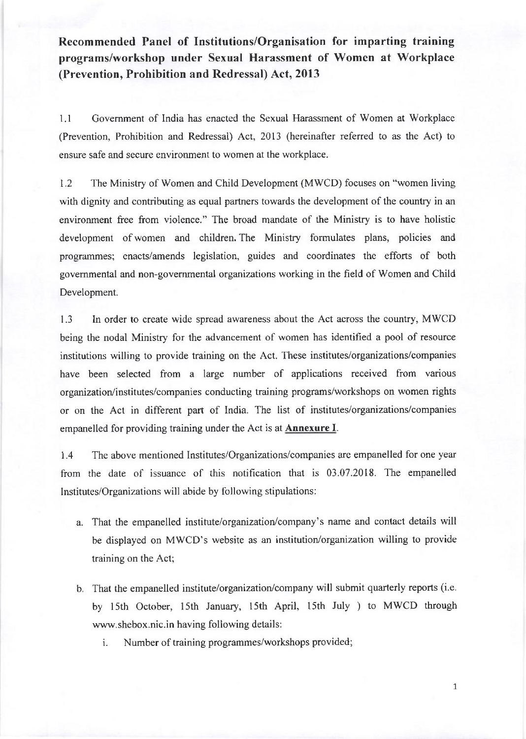# Recommended Panel of Institutions/Organisation for imparting training programs/workshop under Sexual Harassment of Women at Workplace (Prevention, Prohibition and Redressal) Act, 2013

1.1 Government of India has enacted the Sexual Harassment of Women at Workplace (Prevention, Prohibition and Redressal) Act, 2013 (hereinafter referred to as the Act) to ensure safe and secure environment to women at the workplace.

1.2 The Ministry of Women and Child Development (MWCD) focuses on "women living with dignity and contributing as equal partners towards the development of the country in an environment free from violence." The broad mandate of the Ministry is to have holistic development of women and children. The Ministry formulates plans, policies and programmes; enacts/amends legislation, guides and coordinates the efforts of both governmental and non-governmental organizations working in the field of Women and Child Development.

1.3 In order to create wide spread awareness about the Act across the country, MWCD being the nodal Ministry for the advancement of women has identified a pool of resource institutions willing to provide training on the Act. These institutes/organizations/companies have been selected from a large number of applications received from various organization/institutes/companies conducting training programs/workshops on women rights or on the Act in different part of India. The list of institutes/organizations/companies empanelled for providing training under the Act is at **Annexure I**.

1.4 The above mentioned Institutes/Organizations/companies are empanelled for one year from the date of issuance of this notification that is 03.07.2018. The empanelled Institutes/Organizations will abide by following stipulations:

a. That the empanelled institute/organization/company's name and contact details will be displayed on MWCD's website as an institution/organization willing to provide training on the Act;

b. That the empanelled institute/organization/company will submit quarterly reports (i.e. by 15th October, 15th January, 15th April, 15th July ) to MWCD through www.shebox.nic.in having following details:

   i. Number of training programmes/workshops provided;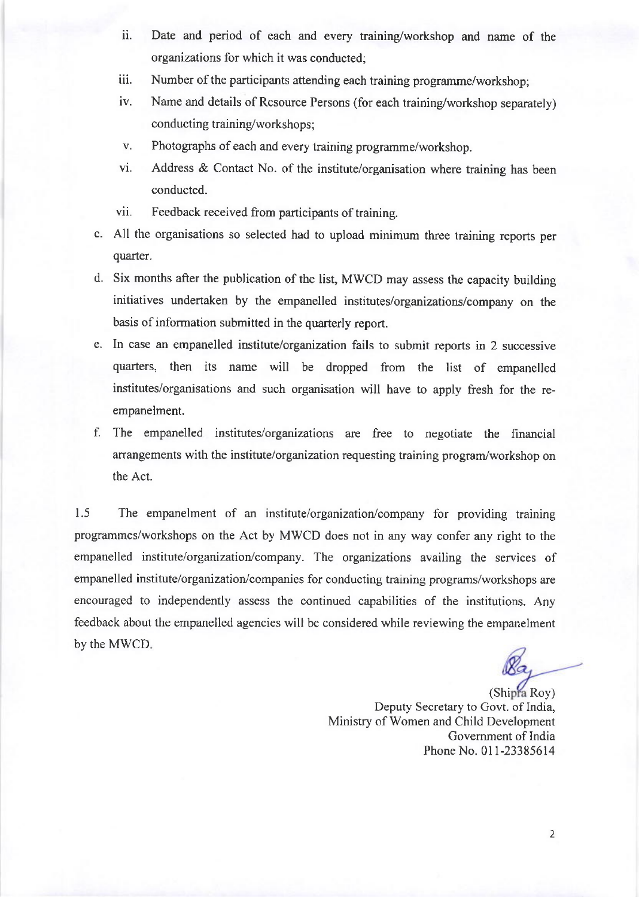ii. Date and period of each and every training/workshop and name of the organizations for which it was conducted;

iii. Number of the participants attending each training programme/workshop;

iv. Name and details of Resource Persons (for each training/workshop separately) conducting training/workshops;

v. Photographs of each and every training programme/workshop.

vi. Address & Contact No. of the institute/organisation where training has been conducted.

vii. Feedback received from participants of training.

c. All the organisations so selected had to upload minimum three training reports per quarter.

d. Six months after the publication of the list, MWCD may assess the capacity building initiatives undertaken by the empanelled institutes/organizations/company on the basis of information submitted in the quarterly report.

e. In case an empanelled institute/organization fails to submit reports in 2 successive quarters, then its name will be dropped from the list of empanelled institutes/organisations and such organisation will have to apply fresh for the re-empanelment.

f. The empanelled institutes/organizations are free to negotiate the financial arrangements with the institute/organization requesting training program/workshop on the Act.

1.5 The empanelment of an institute/organization/company for providing training programmes/workshops on the Act by MWCD does not in any way confer any right to the empanelled institute/organization/company. The organizations availing the services of empanelled institute/organization/companies for conducting training programs/workshops are encouraged to independently assess the continued capabilities of the institutions. Any feedback about the empanelled agencies will be considered while reviewing the empanelment by the MWCD.

(Shipra Roy)
Deputy Secretary to Govt. of India,
Ministry of Women and Child Development
Government of India
Phone No. 011-23385614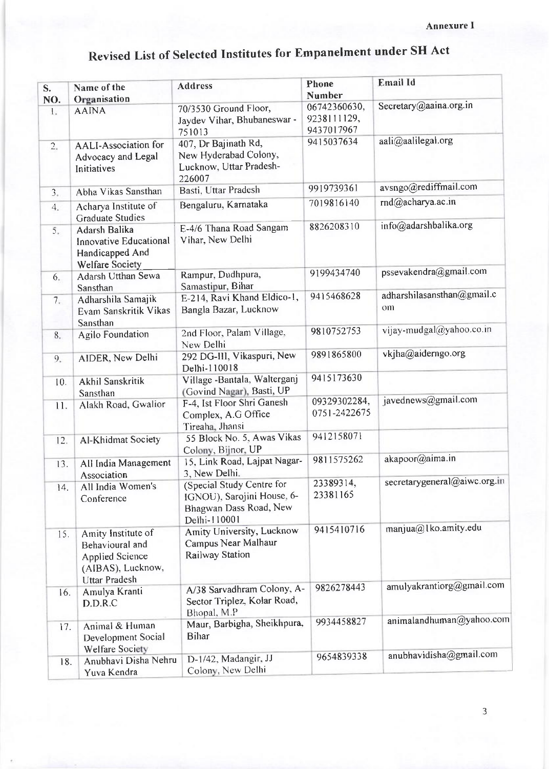Annexure I

# Revised List of Selected Institutes for Empanelment under SH Act

| S. NO. | Name of the Organisation | Address | Phone Number | Email Id |
|---|---|---|---|---|
| 1. | AAINA | 70/3530 Ground Floor, Jaydev Vihar, Bhubaneswar - 751013 | 06742360630, 9238111129, 9437017967 | Secretary@aaina.org.in |
| 2. | AALI-Association for Advocacy and Legal Initiatives | 407, Dr Bajinath Rd, New Hyderabad Colony, Lucknow, Uttar Pradesh-226007 | 9415037634 | aali@aalilegal.org |
| 3. | Abha Vikas Sansthan | Basti, Uttar Pradesh | 9919739361 | avsngo@rediffmail.com |
| 4. | Acharya Institute of Graduate Studies | Bengaluru, Karnataka | 7019816140 | rnd@acharya.ac.in |
| 5. | Adarsh Balika Innovative Educational Handicapped And Welfare Society | E-4/6 Thana Road Sangam Vihar, New Delhi | 8826208310 | info@adarshbalika.org |
| 6. | Adarsh Utthan Sewa Sansthan | Rampur, Dudhpura, Samastipur, Bihar | 9199434740 | pssevakendra@gmail.com |
| 7. | Adharshila Samajik Evam Sanskritik Vikas Sansthan | E-214, Ravi Khand Eldico-1, Bangla Bazar, Lucknow | 9415468628 | adharshilasansthan@gmail.com |
| 8. | Agilo Foundation | 2nd Floor, Palam Village, New Delhi | 9810752753 | vijay-mudgal@yahoo.co.in |
| 9. | AIDER, New Delhi | 292 DG-III, Vikaspuri, New Delhi-110018 | 9891865800 | vkjha@aiderngo.org |
| 10. | Akhil Sanskritik Sansthan | Village -Bantala, Walterganj (Govind Nagar), Basti, UP | 9415173630 | |
| 11. | Alakh Road, Gwalior | F-4, Ist Floor Shri Ganesh Complex, A.G Office Tireaha, Jhansi | 09329302284, 0751-2422675 | javednews@gmail.com |
| 12. | Al-Khidmat Society | 55 Block No. 5, Awas Vikas Colony, Bijnor, UP | 9412158071 | |
| 13. | All India Management Association | 15, Link Road, Lajpat Nagar-3, New Delhi. | 9811575262 | akapoor@aima.in |
| 14. | All India Women's Conference | (Special Study Centre for IGNOU), Sarojini House, 6-Bhagwan Dass Road, New Delhi-110001 | 23389314, 23381165 | secretarygeneral@aiwc.org.in |
| 15. | Amity Institute of Behavioural and Applied Science (AIBAS), Lucknow, Uttar Pradesh | Amity University, Lucknow Campus Near Malhaur Railway Station | 9415410716 | manjua@lko.amity.edu |
| 16. | Amulya Kranti D.D.R.C | A/38 Sarvadhram Colony, A-Sector Triplez, Kolar Road, Bhopal, M.P | 9826278443 | amulyakrantiorg@gmail.com |
| 17. | Animal & Human Development Social Welfare Society | Maur, Barbigha, Sheikhpura, Bihar | 9934458827 | animalandhuman@yahoo.com |
| 18. | Anubhavi Disha Nehru Yuva Kendra | D-1/42, Madangir, JJ Colony, New Delhi | 9654839338 | anubhavidisha@gmail.com |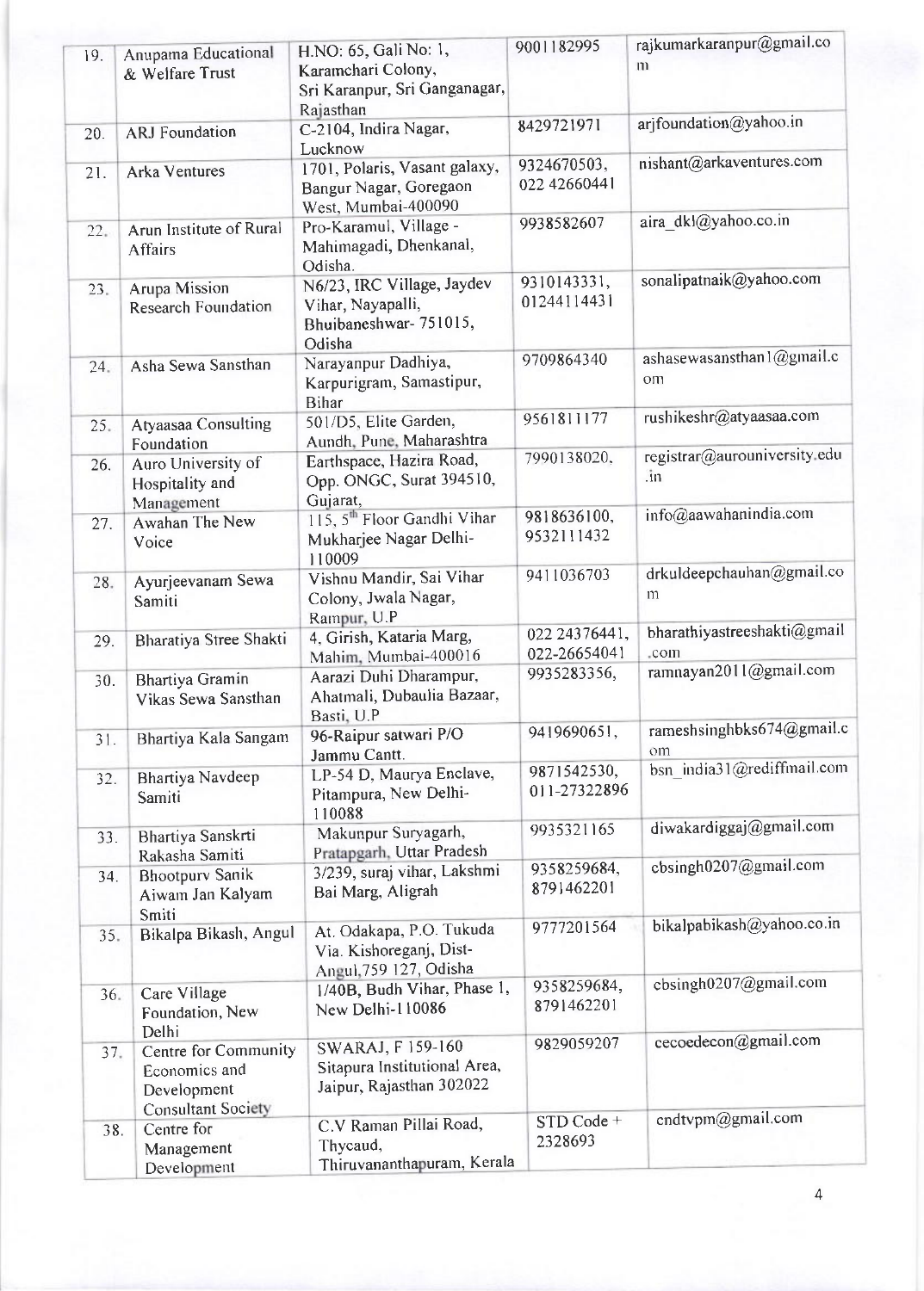| 19. | Anupama Educational & Welfare Trust | H.NO: 65, Gali No: 1, Karamchari Colony, Sri Karanpur, Sri Ganganagar, Rajasthan | 9001182995 | rajkumarkaranpur@gmail.com |
|---|---|---|---|---|
| 20. | ARJ Foundation | C-2104, Indira Nagar, Lucknow | 8429721971 | arjfoundation@yahoo.in |
| 21. | Arka Ventures | 1701, Polaris, Vasant galaxy, Bangur Nagar, Goregaon West, Mumbai-400090 | 9324670503, 022 42660441 | nishant@arkaventures.com |
| 22. | Arun Institute of Rural Affairs | Pro-Karamul, Village - Mahimagadi, Dhenkanal, Odisha. | 9938582607 | aira_dkl@yahoo.co.in |
| 23. | Arupa Mission Research Foundation | N6/23, IRC Village, Jaydev Vihar, Nayapalli, Bhuibaneshwar- 751015, Odisha | 9310143331, 01244114431 | sonalipatnaik@yahoo.com |
| 24. | Asha Sewa Sansthan | Narayanpur Dadhiya, Karpurigram, Samastipur, Bihar | 9709864340 | ashasewasansthan1@gmail.com |
| 25. | Atyaasaa Consulting Foundation | 501/D5, Elite Garden, Aundh, Pune, Maharashtra | 9561811177 | rushikeshr@atyaasaa.com |
| 26. | Auro University of Hospitality and Management | Earthspace, Hazira Road, Opp. ONGC, Surat 394510, Gujarat, | 7990138020, | registrar@aurouniversity.edu.in |
| 27. | Awahan The New Voice | 115, 5th Floor Gandhi Vihar Mukharjee Nagar Delhi-110009 | 9818636100, 9532111432 | info@aawahanindia.com |
| 28. | Ayurjeevanam Sewa Samiti | Vishnu Mandir, Sai Vihar Colony, Jwala Nagar, Rampur, U.P | 9411036703 | drkuldeepchauhan@gmail.com |
| 29. | Bharatiya Stree Shakti | 4, Girish, Kataria Marg, Mahim, Mumbai-400016 | 022 24376441, 022-26654041 | bharathiyastreeshakti@gmail.com |
| 30. | Bhartiya Gramin Vikas Sewa Sansthan | Aarazi Duhi Dharampur, Ahatmali, Dubaulia Bazaar, Basti, U.P | 9935283356, | ramnayan2011@gmail.com |
| 31. | Bhartiya Kala Sangam | 96-Raipur satwari P/O Jammu Cantt. | 9419690651, | rameshsinghbks674@gmail.com |
| 32. | Bhartiya Navdeep Samiti | LP-54 D, Maurya Enclave, Pitampura, New Delhi-110088 | 9871542530, 011-27322896 | bsn_india31@rediffmail.com |
| 33. | Bhartiya Sanskrti Rakasha Samiti | Makunpur Suryagarh, Pratapgarh, Uttar Pradesh | 9935321165 | diwakardiggaj@gmail.com |
| 34. | Bhootpurv Sanik Aiwam Jan Kalyam Smiti | 3/239, suraj vihar, Lakshmi Bai Marg, Aligrah | 9358259684, 8791462201 | cbsingh0207@gmail.com |
| 35. | Bikalpa Bikash, Angul | At. Odakapa, P.O. Tukuda Via. Kishoreganj, Dist-Angul,759 127, Odisha | 9777201564 | bikalpabikash@yahoo.co.in |
| 36. | Care Village Foundation, New Delhi | 1/40B, Budh Vihar, Phase 1, New Delhi-110086 | 9358259684, 8791462201 | cbsingh0207@gmail.com |
| 37. | Centre for Community Economics and Development Consultant Society | SWARAJ, F 159-160 Sitapura Institutional Area, Jaipur, Rajasthan 302022 | 9829059207 | cecoedecon@gmail.com |
| 38. | Centre for Management Development | C.V Raman Pillai Road, Thycaud, Thiruvananthapuram, Kerala | STD Code + 2328693 | cmdtvpm@gmail.com |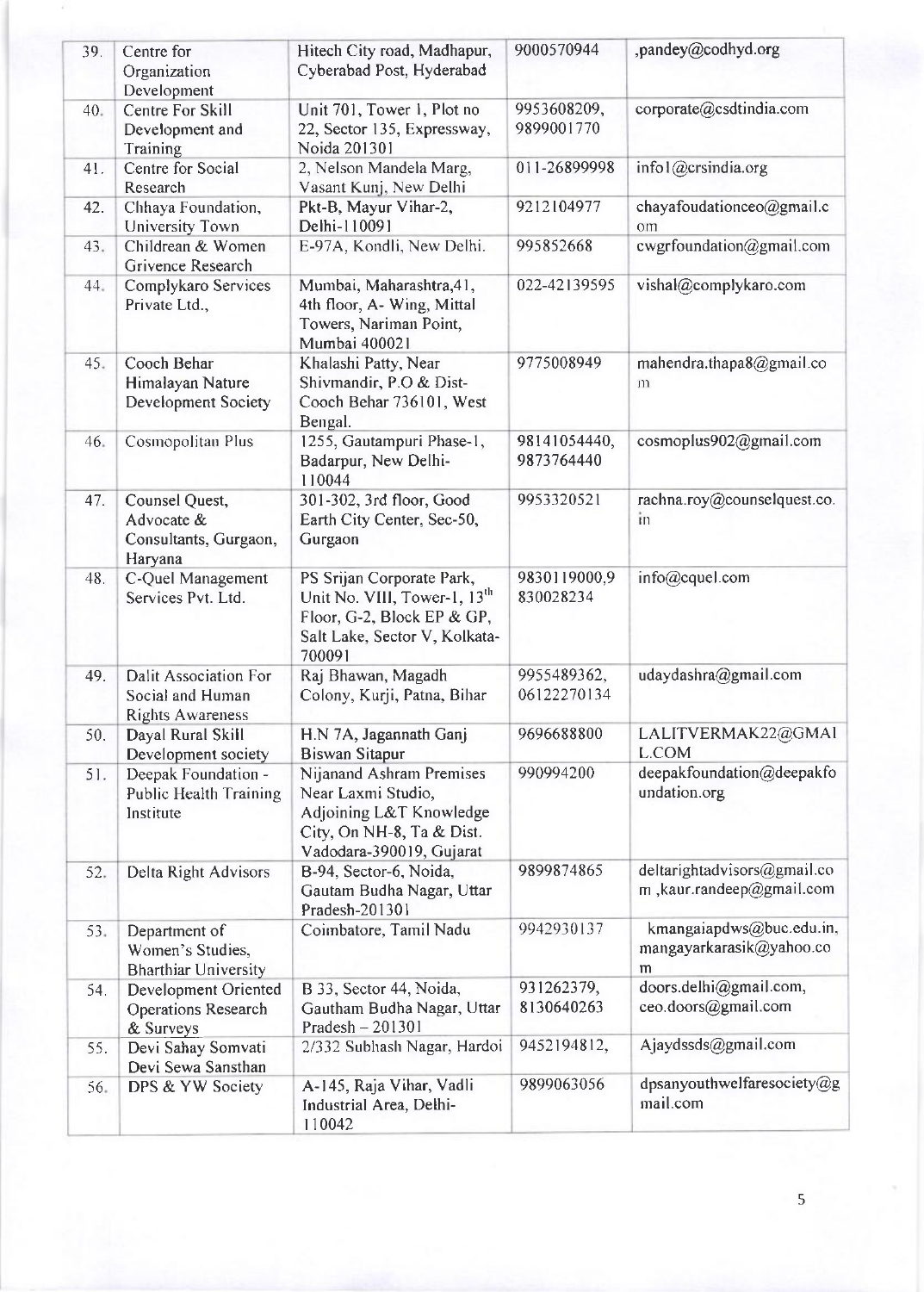| 39. | Centre for Organization Development | Hitech City road, Madhapur, Cyberabad Post, Hyderabad | 9000570944 | ,pandey@codhyd.org |
|---|---|---|---|---|
| 40. | Centre For Skill Development and Training | Unit 701, Tower 1, Plot no 22, Sector 135, Expressway, Noida 201301 | 9953608209, 9899001770 | corporate@csdtindia.com |
| 41. | Centre for Social Research | 2, Nelson Mandela Marg, Vasant Kunj, New Delhi | 011-26899998 | info1@crsindia.org |
| 42. | Chhaya Foundation, University Town | Pkt-B, Mayur Vihar-2, Delhi-110091 | 9212104977 | chayafoudationceo@gmail.com |
| 43. | Childrean & Women Grivence Research | E-97A, Kondli, New Delhi. | 995852668 | cwgrfoundation@gmail.com |
| 44. | Complykaro Services Private Ltd., | Mumbai, Maharashtra,41, 4th floor, A- Wing, Mittal Towers, Nariman Point, Mumbai 400021 | 022-42139595 | vishal@complykaro.com |
| 45. | Cooch Behar Himalayan Nature Development Society | Khalashi Patty, Near Shivmandir, P.O & Dist- Cooch Behar 736101, West Bengal. | 9775008949 | mahendra.thapa8@gmail.com |
| 46. | Cosmopolitan Plus | 1255, Gautampuri Phase-1, Badarpur, New Delhi-110044 | 98141054440, 9873764440 | cosmoplus902@gmail.com |
| 47. | Counsel Quest, Advocate & Consultants, Gurgaon, Haryana | 301-302, 3rd floor, Good Earth City Center, Sec-50, Gurgaon | 9953320521 | rachna.roy@counselquest.co.in |
| 48. | C-Quel Management Services Pvt. Ltd. | PS Srijan Corporate Park, Unit No. VIII, Tower-1, 13th Floor, G-2, Block EP & GP, Salt Lake, Sector V, Kolkata-700091 | 9830119000,9830028234 | info@cquel.com |
| 49. | Dalit Association For Social and Human Rights Awareness | Raj Bhawan, Magadh Colony, Kurji, Patna, Bihar | 9955489362, 06122270134 | udaydashra@gmail.com |
| 50. | Dayal Rural Skill Development society | H.N 7A, Jagannath Ganj Biswan Sitapur | 9696688800 | LALITVERMAK22@GMAIL.COM |
| 51. | Deepak Foundation - Public Health Training Institute | Nijanand Ashram Premises Near Laxmi Studio, Adjoining L&T Knowledge City, On NH-8, Ta & Dist. Vadodara-390019, Gujarat | 990994200 | deepakfoundation@deepakfoundation.org |
| 52. | Delta Right Advisors | B-94, Sector-6, Noida, Gautam Budha Nagar, Uttar Pradesh-201301 | 9899874865 | deltarightadvisors@gmail.com ,kaur.randeep@gmail.com |
| 53. | Department of Women's Studies, Bharthiar University | Coimbatore, Tamil Nadu | 9942930137 | kmangaiapdws@buc.edu.in, mangayarkarasik@yahoo.com |
| 54. | Development Oriented Operations Research & Surveys | B 33, Sector 44, Noida, Gautham Budha Nagar, Uttar Pradesh – 201301 | 931262379, 8130640263 | doors.delhi@gmail.com, ceo.doors@gmail.com |
| 55. | Devi Sahay Somvati Devi Sewa Sansthan | 2/332 Subhash Nagar, Hardoi | 9452194812, | Ajaydssds@gmail.com |
| 56. | DPS & YW Society | A-145, Raja Vihar, Vadli Industrial Area, Delhi-110042 | 9899063056 | dpsanyouthwelfaresociety@gmail.com |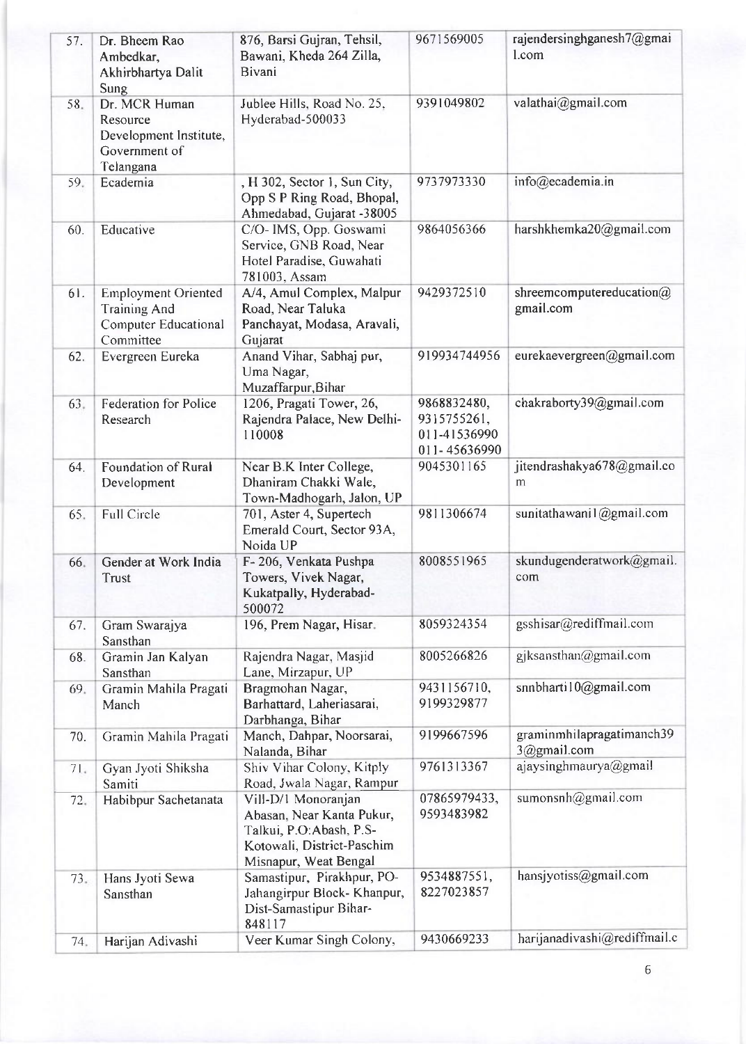| 57. | Dr. Bheem Rao Ambedkar, Akhirbhartya Dalit Sung | 876, Barsi Gujran, Tehsil, Bawani, Kheda 264 Zilla, Bivani | 9671569005 | rajendersinghganesh7@gmail.com |
|---|---|---|---|---|
| 58. | Dr. MCR Human Resource Development Institute, Government of Telangana | Jublee Hills, Road No. 25, Hyderabad-500033 | 9391049802 | valathai@gmail.com |
| 59. | Ecademia | , H 302, Sector 1, Sun City, Opp S P Ring Road, Bhopal, Ahmedabad, Gujarat -38005 | 9737973330 | info@ecademia.in |
| 60. | Educative | C/O- IMS, Opp. Goswami Service, GNB Road, Near Hotel Paradise, Guwahati 781003, Assam | 9864056366 | harshkhemka20@gmail.com |
| 61. | Employment Oriented Training And Computer Educational Committee | A/4, Amul Complex, Malpur Road, Near Taluka Panchayat, Modasa, Aravali, Gujarat | 9429372510 | shreemcomputereducation@gmail.com |
| 62. | Evergreen Eureka | Anand Vihar, Sabhaj pur, Uma Nagar, Muzaffarpur,Bihar | 919934744956 | eurekaevergreen@gmail.com |
| 63. | Federation for Police Research | 1206, Pragati Tower, 26, Rajendra Palace, New Delhi-110008 | 9868832480, 9315755261, 011-41536990 011- 45636990 | chakraborty39@gmail.com |
| 64. | Foundation of Rural Development | Near B.K Inter College, Dhaniram Chakki Wale, Town-Madhogarh, Jalon, UP | 9045301165 | jitendrashakya678@gmail.com |
| 65. | Full Circle | 701, Aster 4, Supertech Emerald Court, Sector 93A, Noida UP | 9811306674 | sunitathawani1@gmail.com |
| 66. | Gender at Work India Trust | F- 206, Venkata Pushpa Towers, Vivek Nagar, Kukatpally, Hyderabad-500072 | 8008551965 | skundugenderatwork@gmail.com |
| 67. | Gram Swarajya Sansthan | 196, Prem Nagar, Hisar. | 8059324354 | gsshisar@rediffmail.com |
| 68. | Gramin Jan Kalyan Sansthan | Rajendra Nagar, Masjid Lane, Mirzapur, UP | 8005266826 | gjksansthan@gmail.com |
| 69. | Gramin Mahila Pragati Manch | Bragmohan Nagar, Barhattard, Laheriasarai, Darbhanga, Bihar | 9431156710, 9199329877 | snnbharti10@gmail.com |
| 70. | Gramin Mahila Pragati | Manch, Dahpar, Noorsarai, Nalanda, Bihar | 9199667596 | graminmhilapragatimanch393@gmail.com |
| 71. | Gyan Jyoti Shiksha Samiti | Shiv Vihar Colony, Kitply Road, Jwala Nagar, Rampur | 9761313367 | ajaysinghmaurya@gmail |
| 72. | Habibpur Sachetanata | Vill-D/1 Monoranjan Abasan, Near Kanta Pukur, Talkui, P.O:Abash, P.S-Kotowali, District-Paschim Misnapur, Weat Bengal | 07865979433, 9593483982 | sumonsnh@gmail.com |
| 73. | Hans Jyoti Sewa Sansthan | Samastipur, Pirakhpur, PO-Jahangirpur Block- Khanpur, Dist-Samastipur Bihar-848117 | 9534887551, 8227023857 | hansjyotiss@gmail.com |
| 74. | Harijan Adivashi | Veer Kumar Singh Colony, | 9430669233 | harijanadivashi@rediffmail.c |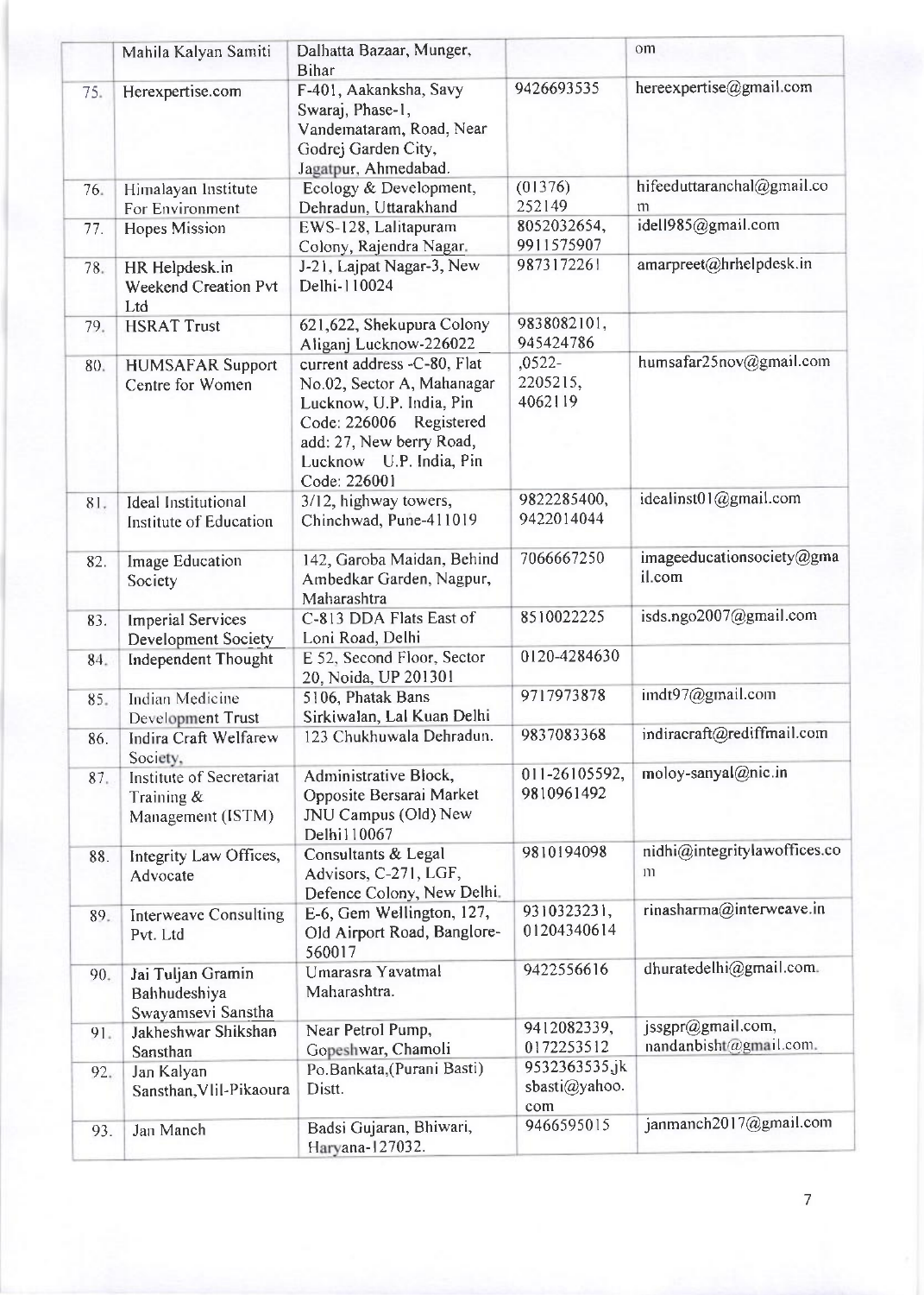|  | Mahila Kalyan Samiti | Dalhatta Bazaar, Munger, Bihar |  | om |
|---|---|---|---|---|
| 75. | Herexpertise.com | F-401, Aakanksha, Savy Swaraj, Phase-1, Vandemataram, Road, Near Godrej Garden City, Jagatpur, Ahmedabad. | 9426693535 | hereexpertise@gmail.com |
| 76. | Himalayan Institute For Environment | Ecology & Development, Dehradun, Uttarakhand | (01376) 252149 | hifeeduttaranchal@gmail.com |
| 77. | Hopes Mission | EWS-128, Lalitapuram Colony, Rajendra Nagar. | 8052032654, 9911575907 | idell985@gmail.com |
| 78. | HR Helpdesk.in Weekend Creation Pvt Ltd | J-21, Lajpat Nagar-3, New Delhi-110024 | 9873172261 | amarpreet@hrhelpdesk.in |
| 79. | HSRAT Trust | 621,622, Shekupura Colony Aliganj Lucknow-226022 | 9838082101, 945424786 |  |
| 80. | HUMSAFAR Support Centre for Women | current address -C-80, Flat No.02, Sector A, Mahanagar Lucknow, U.P. India, Pin Code: 226006 Registered add: 27, New berry Road, Lucknow U.P. India, Pin Code: 226001 | ,0522-2205215, 4062119 | humsafar25nov@gmail.com |
| 81. | Ideal Institutional Institute of Education | 3/12, highway towers, Chinchwad, Pune-411019 | 9822285400, 9422014044 | idealinst01@gmail.com |
| 82. | Image Education Society | 142, Garoba Maidan, Behind Ambedkar Garden, Nagpur, Maharashtra | 7066667250 | imageeducationsociety@gmail.com |
| 83. | Imperial Services Development Society | C-813 DDA Flats East of Loni Road, Delhi | 8510022225 | isds.ngo2007@gmail.com |
| 84. | Independent Thought | E 52, Second Floor, Sector 20, Noida, UP 201301 | 0120-4284630 |  |
| 85. | Indian Medicine Development Trust | 5106, Phatak Bans Sirkiwalan, Lal Kuan Delhi | 9717973878 | imdt97@gmail.com |
| 86. | Indira Craft Welfarew Society. | 123 Chukhuwala Dehradun. | 9837083368 | indiracraft@rediffmail.com |
| 87. | Institute of Secretariat Training & Management (ISTM) | Administrative Block, Opposite Bersarai Market JNU Campus (Old) New Delhi110067 | 011-26105592, 9810961492 | moloy-sanyal@nic.in |
| 88. | Integrity Law Offices, Advocate | Consultants & Legal Advisors, C-271, LGF, Defence Colony, New Delhi. | 9810194098 | nidhi@integritylawoffices.com |
| 89. | Interweave Consulting Pvt. Ltd | E-6, Gem Wellington, 127, Old Airport Road, Banglore-560017 | 9310323231, 01204340614 | rinasharma@interweave.in |
| 90. | Jai Tuljan Gramin Bahhudeshiya Swayamsevi Sanstha | Umarasra Yavatmal Maharashtra. | 9422556616 | dhuratedelhi@gmail.com. |
| 91. | Jakheshwar Shikshan Sansthan | Near Petrol Pump, Gopeshwar, Chamoli | 9412082339, 0172253512 | jssgpr@gmail.com, nandanbisht@gmail.com. |
| 92. | Jan Kalyan Sansthan,Vlil-Pikaoura | Po.Bankata,(Purani Basti) Distt. | 9532363535,jksbasti@yahoo.com |  |
| 93. | Jan Manch | Badsi Gujaran, Bhiwari, Haryana-127032. | 9466595015 | janmanch2017@gmail.com |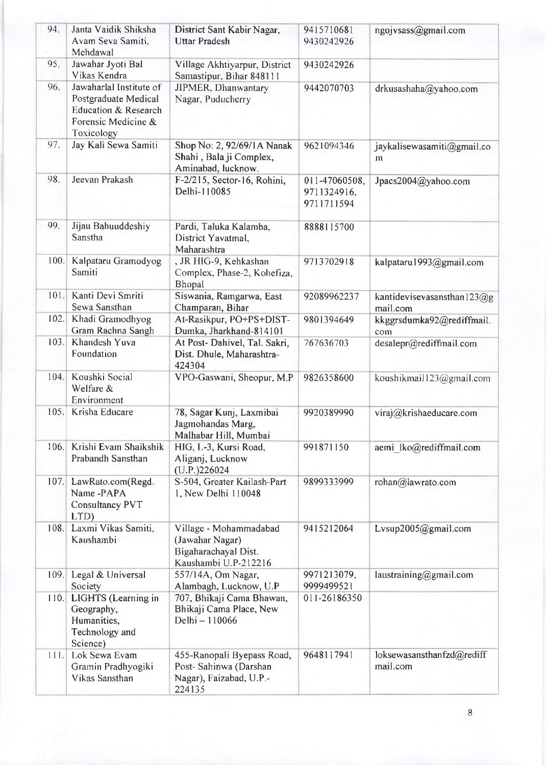| 94. | Janta Vaidik Shiksha Avam Seva Samiti, Mehdawal | District Sant Kabir Nagar, Uttar Pradesh | 9415710681 9430242926 | ngojvsass@gmail.com |
|---|---|---|---|---|
| 95. | Jawahar Jyoti Bal Vikas Kendra | Village Akhtiyarpur, District Samastipur, Bihar 848111 | 9430242926 | |
| 96. | Jawaharlal Institute of Postgraduate Medical Education & Research Forensic Medicine & Toxicology | JIPMER, Dhanwantary Nagar, Puducherry | 9442070703 | drkusashaha@yahoo.com |
| 97. | Jay Kali Sewa Samiti | Shop No: 2, 92/69/1A Nanak Shahi , Bala ji Complex, Aminabad, lucknow. | 9621094346 | jaykalisewasamiti@gmail.com |
| 98. | Jeevan Prakash | F-2/215, Sector-16, Rohini, Delhi-110085 | 011-47060508, 9711324916, 9711711594 | Jpacs2004@yahoo.com |
| 99. | Jijau Bahuuddeshiy Sanstha | Pardi, Taluka Kalamba, District Yavatmal, Maharashtra | 8888115700 | |
| 100. | Kalpataru Gramodyog Samiti | , JR HIG-9, Kehkashan Complex, Phase-2, Kohefiza, Bhopal | 9713702918 | kalpataru1993@gmail.com |
| 101. | Kanti Devi Smriti Sewa Sansthan | Siswania, Ramgarwa, East Champaran, Bihar | 92089962237 | kantidevisevasansthan123@gmail.com |
| 102. | Khadi Gramodhyog Gram Rachna Sangh | At-Rasikpur, PO+PS+DIST-Dumka, Jharkhand-814101 | 9801394649 | kkggrsdumka92@rediffmail.com |
| 103. | Khandesh Yuva Foundation | At Post- Dahivel, Tal. Sakri, Dist. Dhule, Maharashtra-424304 | 767636703 | desalepr@rediffmail.com |
| 104. | Koushki Social Welfare & Environment | VPO-Gaswani, Sheopur, M.P | 9826358600 | koushikmail123@gmail.com |
| 105. | Krisha Educare | 78, Sagar Kunj, Laxmibai Jagmohandas Marg, Malhabar Hill, Mumbai | 9920389990 | viraj@krishaeducare.com |
| 106. | Krishi Evam Shaikshik Prabandh Sansthan | HIG, L-3, Kursi Road, Aliganj, Lucknow (U.P.)226024 | 991871150 | aemi_lko@rediffmail.com |
| 107. | LawRato.com(Regd. Name -PAPA Consultancy PVT LTD) | S-504, Greater Kailash-Part 1, New Delhi 110048 | 9899333999 | rohan@lawrato.com |
| 108. | Laxmi Vikas Samiti, Kaushambi | Village - Mohammadabad (Jawahar Nagar) Bigaharachayal Dist. Kaushambi U.P-212216 | 9415212064 | Lvsup2005@gmail.com |
| 109. | Legal & Universal Society | 557/14A, Om Nagar, Alambagh, Lucknow, U.P | 9971213079, 9999499521 | laustraining@gmail.com |
| 110. | LIGHTS (Learning in Geography, Humanities, Technology and Science) | 707, Bhikaji Cama Bhawan, Bhikaji Cama Place, New Delhi – 110066 | 011-26186350 | |
| 111. | Lok Sewa Evam Gramin Pradhyogiki Vikas Sansthan | 455-Ranopali Byepass Road, Post- Sahinwa (Darshan Nagar), Faizabad, U.P.-224135 | 9648117941 | loksewasansthanfzd@rediffmail.com |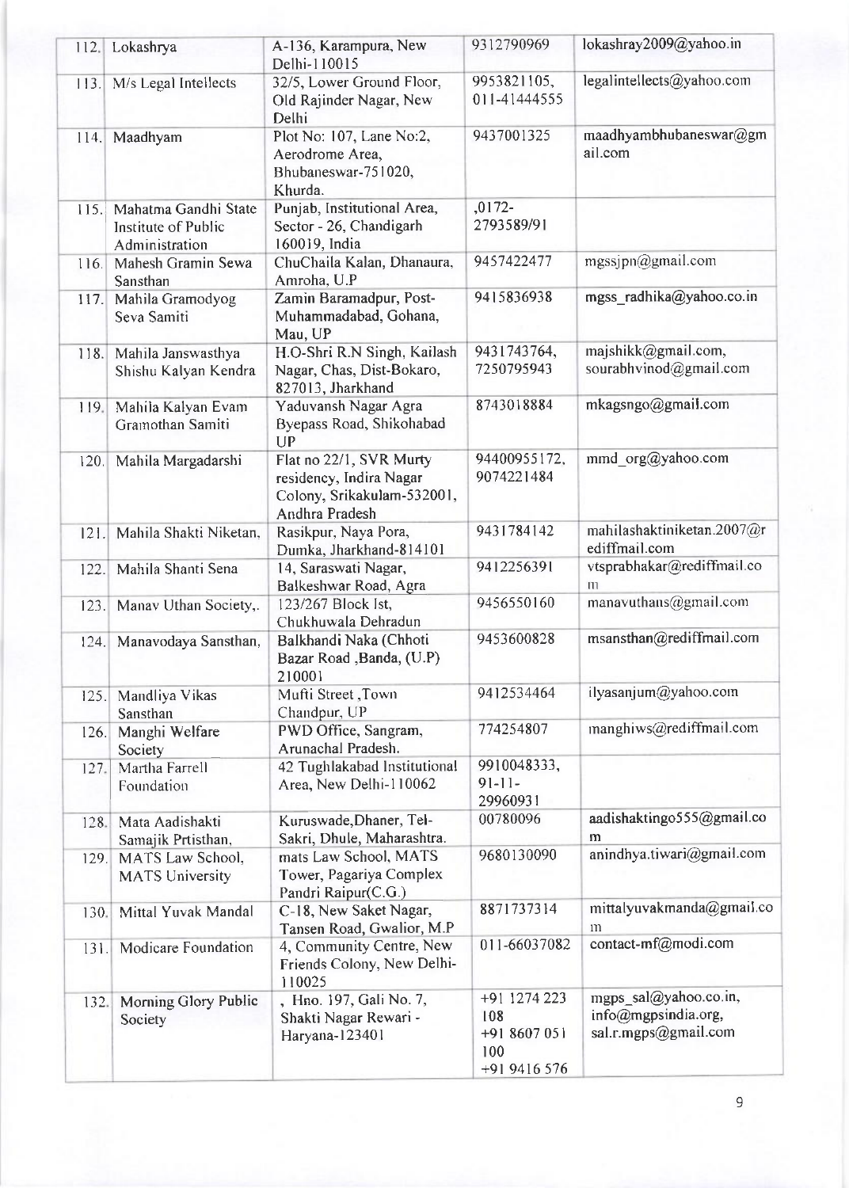| | | | | |
|---|---|---|---|---|
| 112. | Lokashrya | A-136, Karampura, New Delhi-110015 | 9312790969 | lokashray2009@yahoo.in |
| 113. | M/s Legal Intellects | 32/5, Lower Ground Floor, Old Rajinder Nagar, New Delhi | 9953821105, 011-41444555 | legalintellects@yahoo.com |
| 114. | Maadhyam | Plot No: 107, Lane No:2, Aerodrome Area, Bhubaneswar-751020, Khurda. | 9437001325 | maadhyambhubaneswar@gmail.com |
| 115. | Mahatma Gandhi State Institute of Public Administration | Punjab, Institutional Area, Sector - 26, Chandigarh 160019, India | ,0172-2793589/91 | |
| 116. | Mahesh Gramin Sewa Sansthan | ChuChaila Kalan, Dhanaura, Amroha, U.P | 9457422477 | mgssjpn@gmail.com |
| 117. | Mahila Gramodyog Seva Samiti | Zamin Baramadpur, Post-Muhammadabad, Gohana, Mau, UP | 9415836938 | mgss_radhika@yahoo.co.in |
| 118. | Mahila Janswasthya Shishu Kalyan Kendra | H.O-Shri R.N Singh, Kailash Nagar, Chas, Dist-Bokaro, 827013, Jharkhand | 9431743764, 7250795943 | majshikk@gmail.com, sourabhvinod@gmail.com |
| 119. | Mahila Kalyan Evam Gramothan Samiti | Yaduvansh Nagar Agra Byepass Road, Shikohabad UP | 8743018884 | mkagsngo@gmail.com |
| 120. | Mahila Margadarshi | Flat no 22/1, SVR Murty residency, Indira Nagar Colony, Srikakulam-532001, Andhra Pradesh | 94400955172, 9074221484 | mmd_org@yahoo.com |
| 121. | Mahila Shakti Niketan, | Rasikpur, Naya Pora, Dumka, Jharkhand-814101 | 9431784142 | mahilashaktiniketan.2007@rediffmail.com |
| 122. | Mahila Shanti Sena | 14, Saraswati Nagar, Balkeshwar Road, Agra | 9412256391 | vtsprabhakar@rediffmail.com |
| 123. | Manav Uthan Society,. | 123/267 Block Ist, Chukhuwala Dehradun | 9456550160 | manavuthans@gmail.com |
| 124. | Manavodaya Sansthan, | Balkhandi Naka (Chhoti Bazar Road ,Banda, (U.P) 210001 | 9453600828 | msansthan@rediffmail.com |
| 125. | Mandliya Vikas Sansthan | Mufti Street ,Town Chandpur, UP | 9412534464 | ilyasanjum@yahoo.com |
| 126. | Manghi Welfare Society | PWD Office, Sangram, Arunachal Pradesh. | 774254807 | manghiws@rediffmail.com |
| 127. | Martha Farrell Foundation | 42 Tughlakabad Institutional Area, New Delhi-110062 | 9910048333, 91-11-29960931 | |
| 128. | Mata Aadishakti Samajik Prtisthan, | Kuruswade,Dhaner, Tel-Sakri, Dhule, Maharashtra. | 00780096 | aadishaktingo555@gmail.com |
| 129. | MATS Law School, MATS University | mats Law School, MATS Tower, Pagariya Complex Pandri Raipur(C.G.) | 9680130090 | anindhya.tiwari@gmail.com |
| 130. | Mittal Yuvak Mandal | C-18, New Saket Nagar, Tansen Road, Gwalior, M.P | 8871737314 | mittalyuvakmanda@gmail.com |
| 131. | Modicare Foundation | 4, Community Centre, New Friends Colony, New Delhi-110025 | 011-66037082 | contact-mf@modi.com |
| 132. | Morning Glory Public Society | , Hno. 197, Gali No. 7, Shakti Nagar Rewari - Haryana-123401 | +91 1274 223 108 +91 8607 051 100 +91 9416 576 | mgps_sal@yahoo.co.in, info@mgpsindia.org, sal.r.mgps@gmail.com |